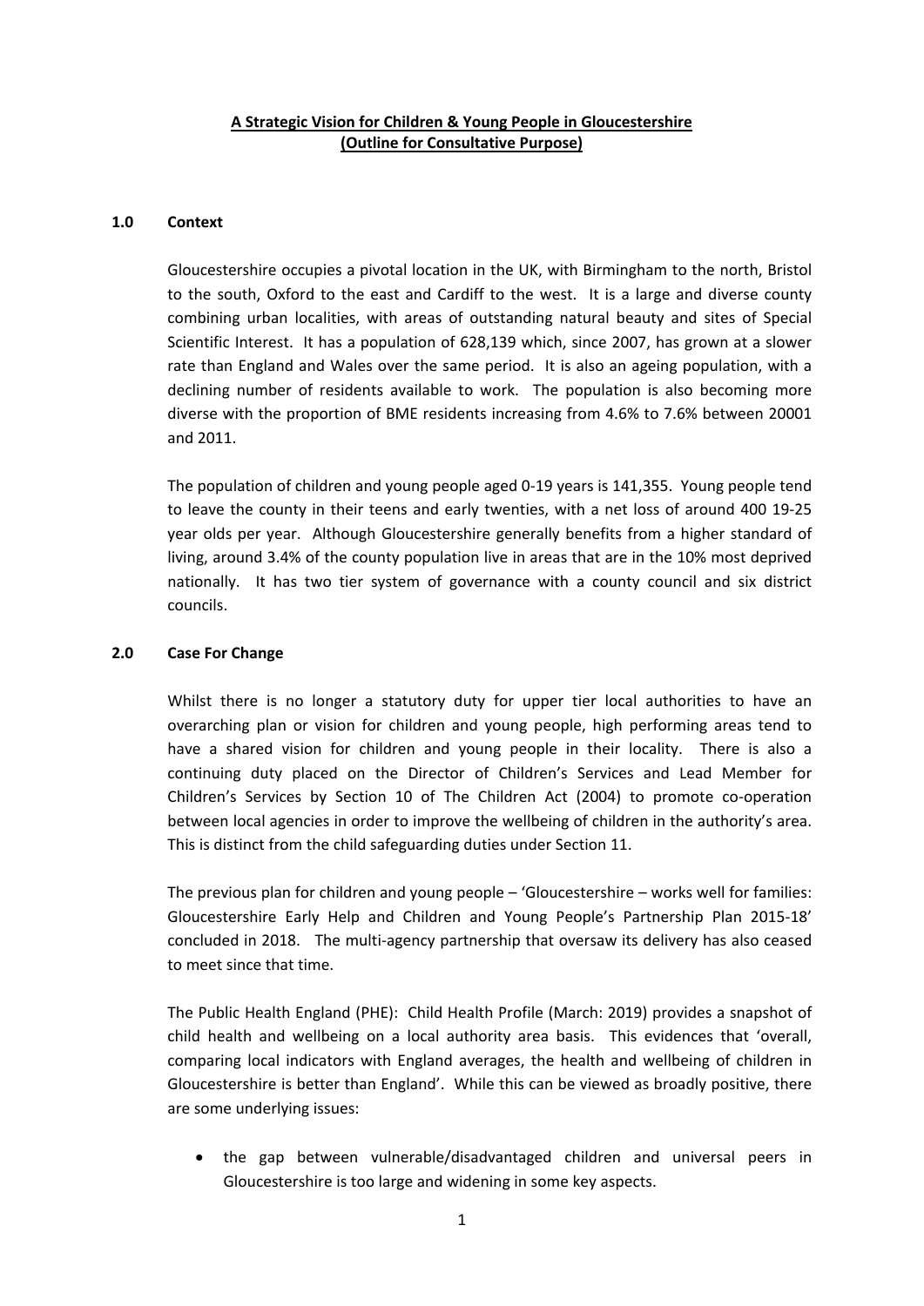**A Strategic Vision for Children & Young People in Gloucestershire**
**(Outline for Consultative Purpose)**

## 1.0 Context

Gloucestershire occupies a pivotal location in the UK, with Birmingham to the north, Bristol to the south, Oxford to the east and Cardiff to the west. It is a large and diverse county combining urban localities, with areas of outstanding natural beauty and sites of Special Scientific Interest. It has a population of 628,139 which, since 2007, has grown at a slower rate than England and Wales over the same period. It is also an ageing population, with a declining number of residents available to work. The population is also becoming more diverse with the proportion of BME residents increasing from 4.6% to 7.6% between 20001 and 2011.

The population of children and young people aged 0-19 years is 141,355. Young people tend to leave the county in their teens and early twenties, with a net loss of around 400 19-25 year olds per year. Although Gloucestershire generally benefits from a higher standard of living, around 3.4% of the county population live in areas that are in the 10% most deprived nationally. It has two tier system of governance with a county council and six district councils.

## 2.0 Case For Change

Whilst there is no longer a statutory duty for upper tier local authorities to have an overarching plan or vision for children and young people, high performing areas tend to have a shared vision for children and young people in their locality. There is also a continuing duty placed on the Director of Children's Services and Lead Member for Children's Services by Section 10 of The Children Act (2004) to promote co-operation between local agencies in order to improve the wellbeing of children in the authority's area. This is distinct from the child safeguarding duties under Section 11.

The previous plan for children and young people – 'Gloucestershire – works well for families: Gloucestershire Early Help and Children and Young People's Partnership Plan 2015-18' concluded in 2018. The multi-agency partnership that oversaw its delivery has also ceased to meet since that time.

The Public Health England (PHE): Child Health Profile (March: 2019) provides a snapshot of child health and wellbeing on a local authority area basis. This evidences that 'overall, comparing local indicators with England averages, the health and wellbeing of children in Gloucestershire is better than England'. While this can be viewed as broadly positive, there are some underlying issues:

- the gap between vulnerable/disadvantaged children and universal peers in Gloucestershire is too large and widening in some key aspects.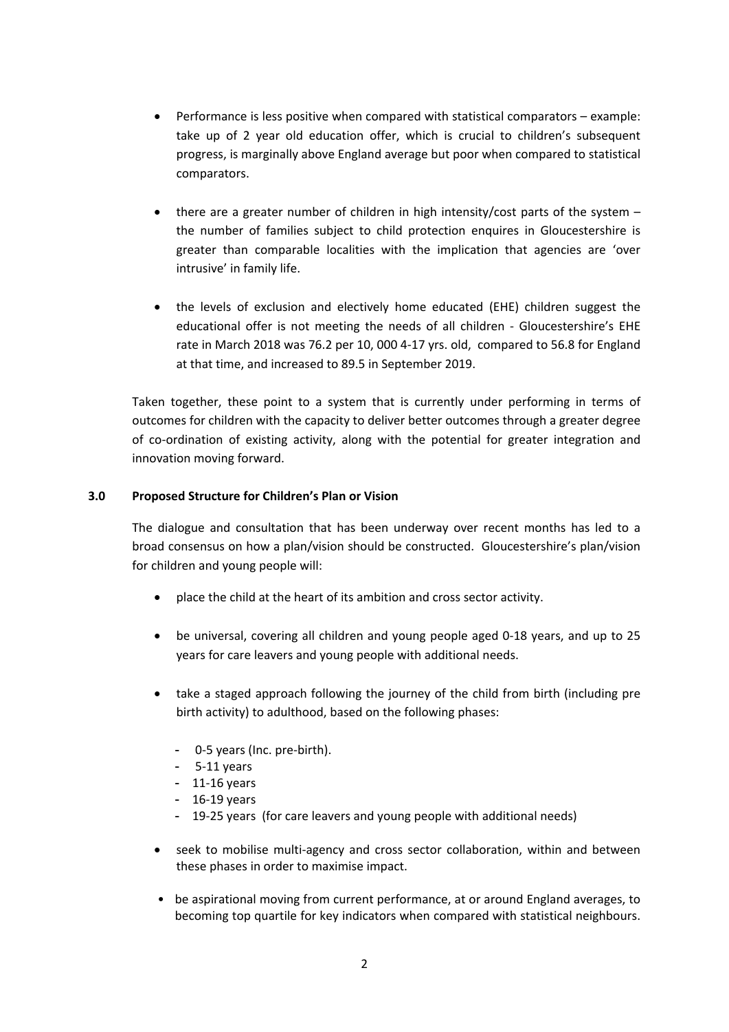- Performance is less positive when compared with statistical comparators – example: take up of 2 year old education offer, which is crucial to children's subsequent progress, is marginally above England average but poor when compared to statistical comparators.

- there are a greater number of children in high intensity/cost parts of the system – the number of families subject to child protection enquires in Gloucestershire is greater than comparable localities with the implication that agencies are 'over intrusive' in family life.

- the levels of exclusion and electively home educated (EHE) children suggest the educational offer is not meeting the needs of all children - Gloucestershire's EHE rate in March 2018 was 76.2 per 10, 000 4-17 yrs. old, compared to 56.8 for England at that time, and increased to 89.5 in September 2019.

Taken together, these point to a system that is currently under performing in terms of outcomes for children with the capacity to deliver better outcomes through a greater degree of co-ordination of existing activity, along with the potential for greater integration and innovation moving forward.

## 3.0 Proposed Structure for Children's Plan or Vision

The dialogue and consultation that has been underway over recent months has led to a broad consensus on how a plan/vision should be constructed. Gloucestershire's plan/vision for children and young people will:

- place the child at the heart of its ambition and cross sector activity.

- be universal, covering all children and young people aged 0-18 years, and up to 25 years for care leavers and young people with additional needs.

- take a staged approach following the journey of the child from birth (including pre birth activity) to adulthood, based on the following phases:

  - 0-5 years (Inc. pre-birth).
  - 5-11 years
  - 11-16 years
  - 16-19 years
  - 19-25 years (for care leavers and young people with additional needs)

- seek to mobilise multi-agency and cross sector collaboration, within and between these phases in order to maximise impact.

- be aspirational moving from current performance, at or around England averages, to becoming top quartile for key indicators when compared with statistical neighbours.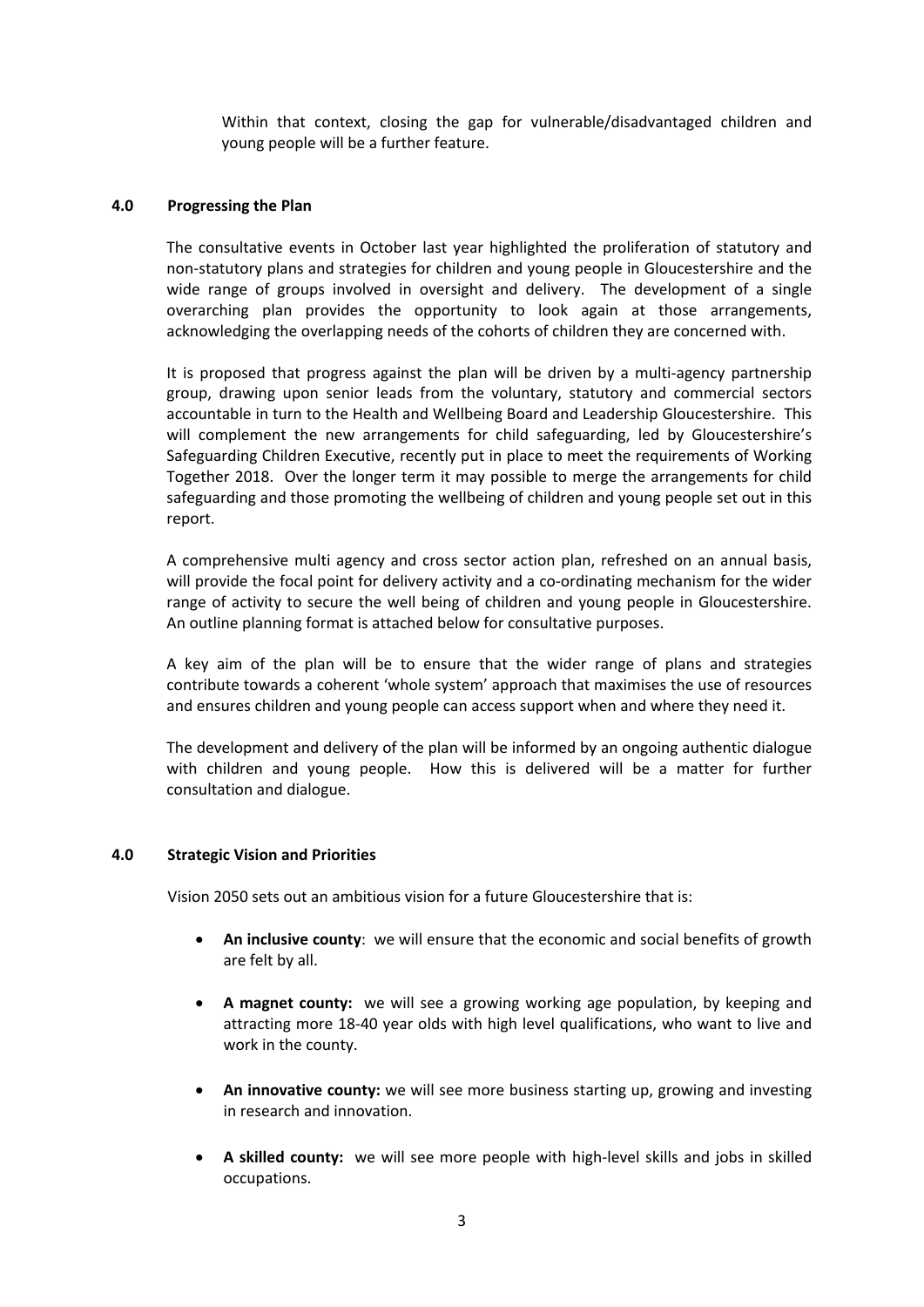Within that context, closing the gap for vulnerable/disadvantaged children and young people will be a further feature.

## 4.0 Progressing the Plan

The consultative events in October last year highlighted the proliferation of statutory and non-statutory plans and strategies for children and young people in Gloucestershire and the wide range of groups involved in oversight and delivery. The development of a single overarching plan provides the opportunity to look again at those arrangements, acknowledging the overlapping needs of the cohorts of children they are concerned with.

It is proposed that progress against the plan will be driven by a multi-agency partnership group, drawing upon senior leads from the voluntary, statutory and commercial sectors accountable in turn to the Health and Wellbeing Board and Leadership Gloucestershire. This will complement the new arrangements for child safeguarding, led by Gloucestershire's Safeguarding Children Executive, recently put in place to meet the requirements of Working Together 2018. Over the longer term it may possible to merge the arrangements for child safeguarding and those promoting the wellbeing of children and young people set out in this report.

A comprehensive multi agency and cross sector action plan, refreshed on an annual basis, will provide the focal point for delivery activity and a co-ordinating mechanism for the wider range of activity to secure the well being of children and young people in Gloucestershire. An outline planning format is attached below for consultative purposes.

A key aim of the plan will be to ensure that the wider range of plans and strategies contribute towards a coherent 'whole system' approach that maximises the use of resources and ensures children and young people can access support when and where they need it.

The development and delivery of the plan will be informed by an ongoing authentic dialogue with children and young people. How this is delivered will be a matter for further consultation and dialogue.

## 4.0 Strategic Vision and Priorities

Vision 2050 sets out an ambitious vision for a future Gloucestershire that is:

- **An inclusive county**: we will ensure that the economic and social benefits of growth are felt by all.
- **A magnet county:** we will see a growing working age population, by keeping and attracting more 18-40 year olds with high level qualifications, who want to live and work in the county.
- **An innovative county:** we will see more business starting up, growing and investing in research and innovation.
- **A skilled county:** we will see more people with high-level skills and jobs in skilled occupations.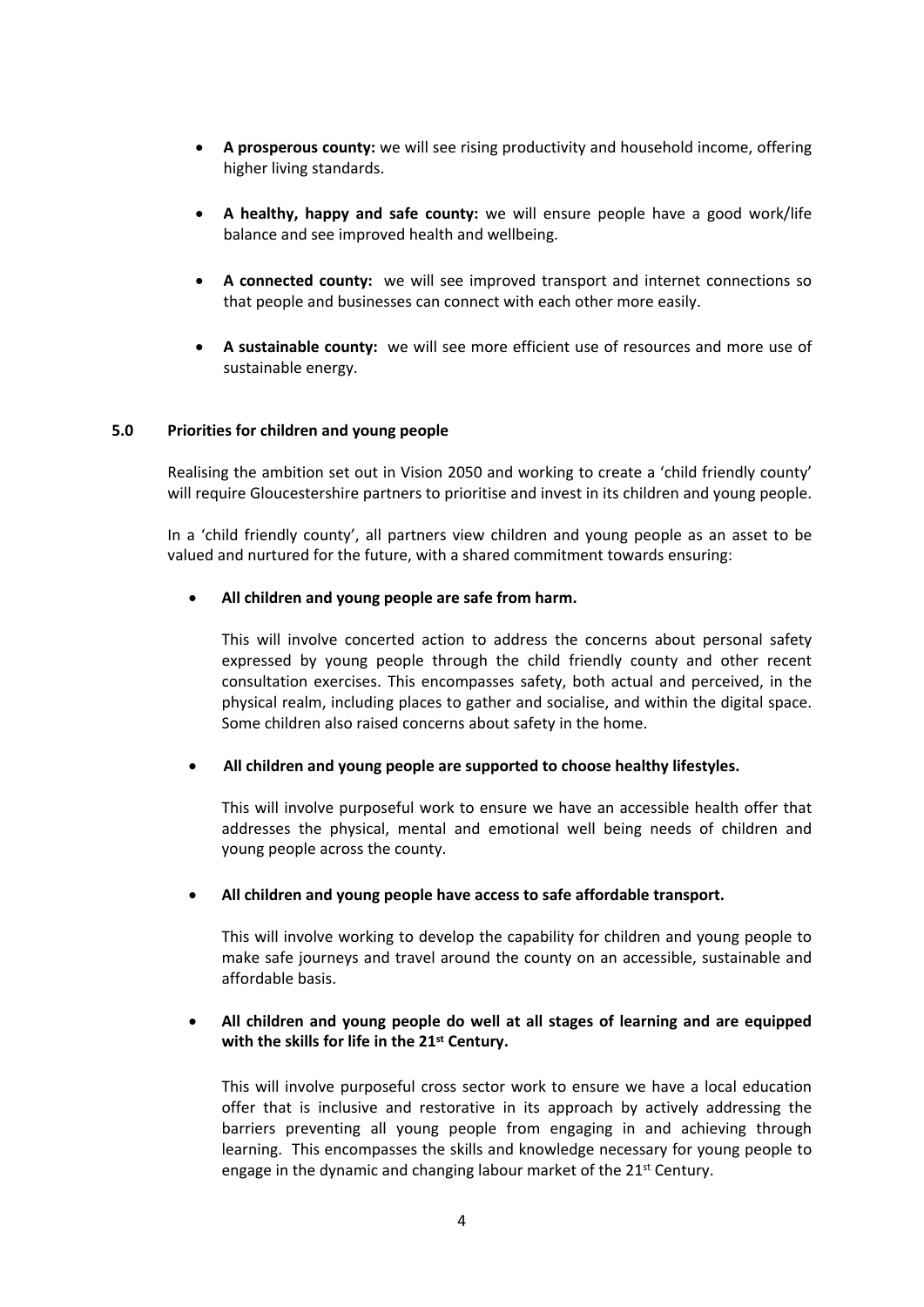- **A prosperous county:** we will see rising productivity and household income, offering higher living standards.

- **A healthy, happy and safe county:** we will ensure people have a good work/life balance and see improved health and wellbeing.

- **A connected county:** we will see improved transport and internet connections so that people and businesses can connect with each other more easily.

- **A sustainable county:** we will see more efficient use of resources and more use of sustainable energy.

## 5.0 Priorities for children and young people

Realising the ambition set out in Vision 2050 and working to create a 'child friendly county' will require Gloucestershire partners to prioritise and invest in its children and young people.

In a 'child friendly county', all partners view children and young people as an asset to be valued and nurtured for the future, with a shared commitment towards ensuring:

- **All children and young people are safe from harm.**

  This will involve concerted action to address the concerns about personal safety expressed by young people through the child friendly county and other recent consultation exercises. This encompasses safety, both actual and perceived, in the physical realm, including places to gather and socialise, and within the digital space. Some children also raised concerns about safety in the home.

- **All children and young people are supported to choose healthy lifestyles.**

  This will involve purposeful work to ensure we have an accessible health offer that addresses the physical, mental and emotional well being needs of children and young people across the county.

- **All children and young people have access to safe affordable transport.**

  This will involve working to develop the capability for children and young people to make safe journeys and travel around the county on an accessible, sustainable and affordable basis.

- **All children and young people do well at all stages of learning and are equipped with the skills for life in the 21st Century.**

  This will involve purposeful cross sector work to ensure we have a local education offer that is inclusive and restorative in its approach by actively addressing the barriers preventing all young people from engaging in and achieving through learning. This encompasses the skills and knowledge necessary for young people to engage in the dynamic and changing labour market of the 21st Century.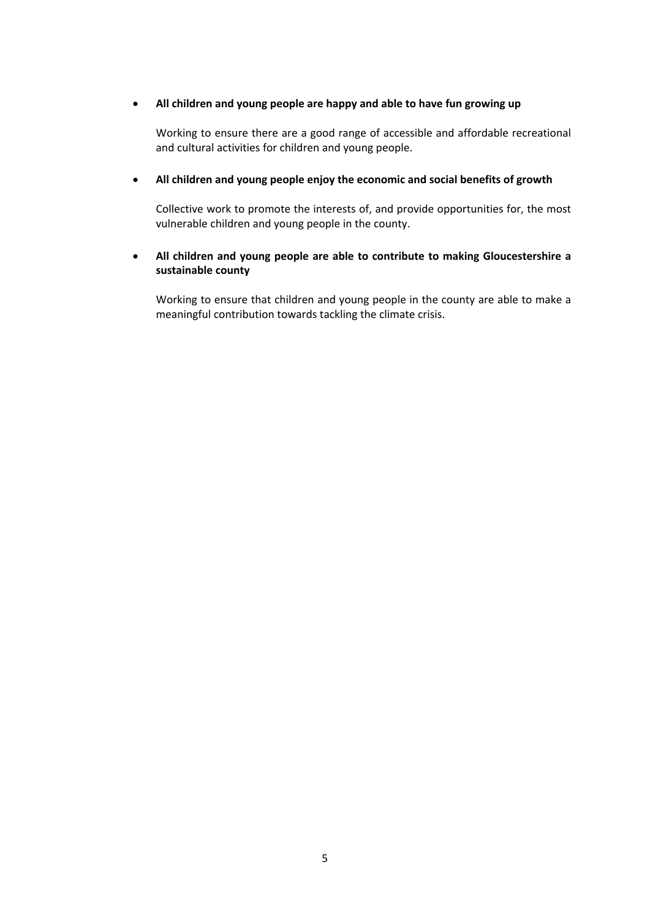- **All children and young people are happy and able to have fun growing up**

  Working to ensure there are a good range of accessible and affordable recreational and cultural activities for children and young people.

- **All children and young people enjoy the economic and social benefits of growth**

  Collective work to promote the interests of, and provide opportunities for, the most vulnerable children and young people in the county.

- **All children and young people are able to contribute to making Gloucestershire a sustainable county**

  Working to ensure that children and young people in the county are able to make a meaningful contribution towards tackling the climate crisis.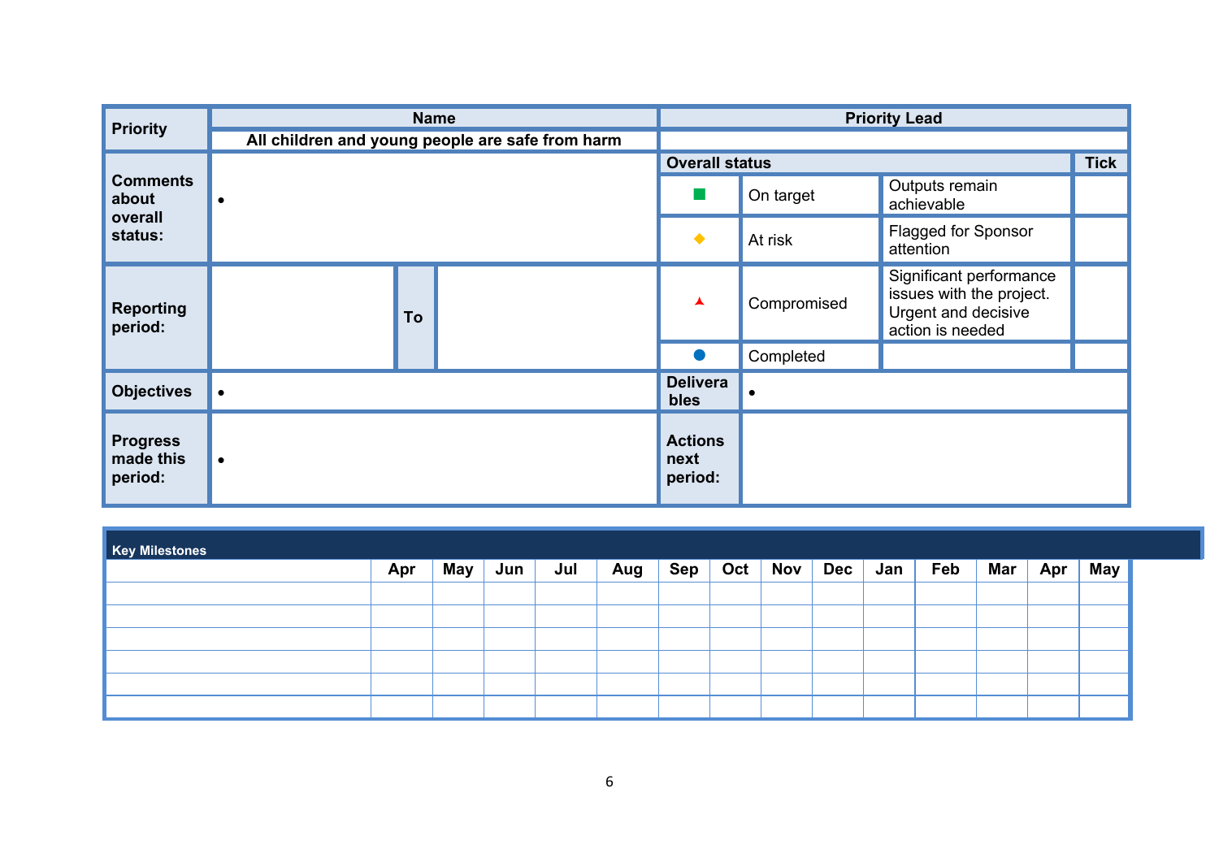| Priority | Name | | | Priority Lead | | | |
|---|---|---|---|---|---|---|---|
| | All children and young people are safe from harm | | | | | | |
| Comments about overall status: | • | | | Overall status | | | Tick |
| | | | | ■ | On target | Outputs remain achievable | |
| | | | | ◆ | At risk | Flagged for Sponsor attention | |
| Reporting period: | | To | | ▲ | Compromised | Significant performance issues with the project. Urgent and decisive action is needed | |
| | | | | ● | Completed | | |
| Objectives | • | | | Deliverables | • | | |
| Progress made this period: | • | | | Actions next period: | | | |

| Key Milestones | Apr | May | Jun | Jul | Aug | Sep | Oct | Nov | Dec | Jan | Feb | Mar | Apr | May |
|---|---|---|---|---|---|---|---|---|---|---|---|---|---|---|
| | | | | | | | | | | | | | | |
| | | | | | | | | | | | | | | |
| | | | | | | | | | | | | | | |
| | | | | | | | | | | | | | | |
| | | | | | | | | | | | | | | |
| | | | | | | | | | | | | | | |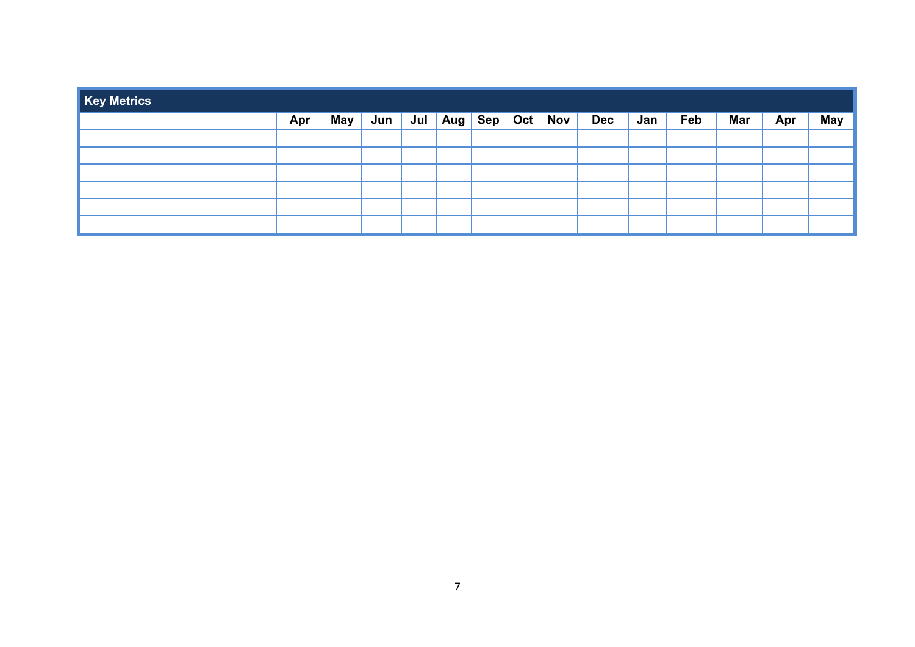| Key Metrics | | | | | | | | | | | | | | |
|---|---|---|---|---|---|---|---|---|---|---|---|---|---|---|
| | **Apr** | **May** | **Jun** | **Jul** | **Aug** | **Sep** | **Oct** | **Nov** | **Dec** | **Jan** | **Feb** | **Mar** | **Apr** | **May** |
| | | | | | | | | | | | | | | |
| | | | | | | | | | | | | | | |
| | | | | | | | | | | | | | | |
| | | | | | | | | | | | | | | |
| | | | | | | | | | | | | | | |
| | | | | | | | | | | | | | | |